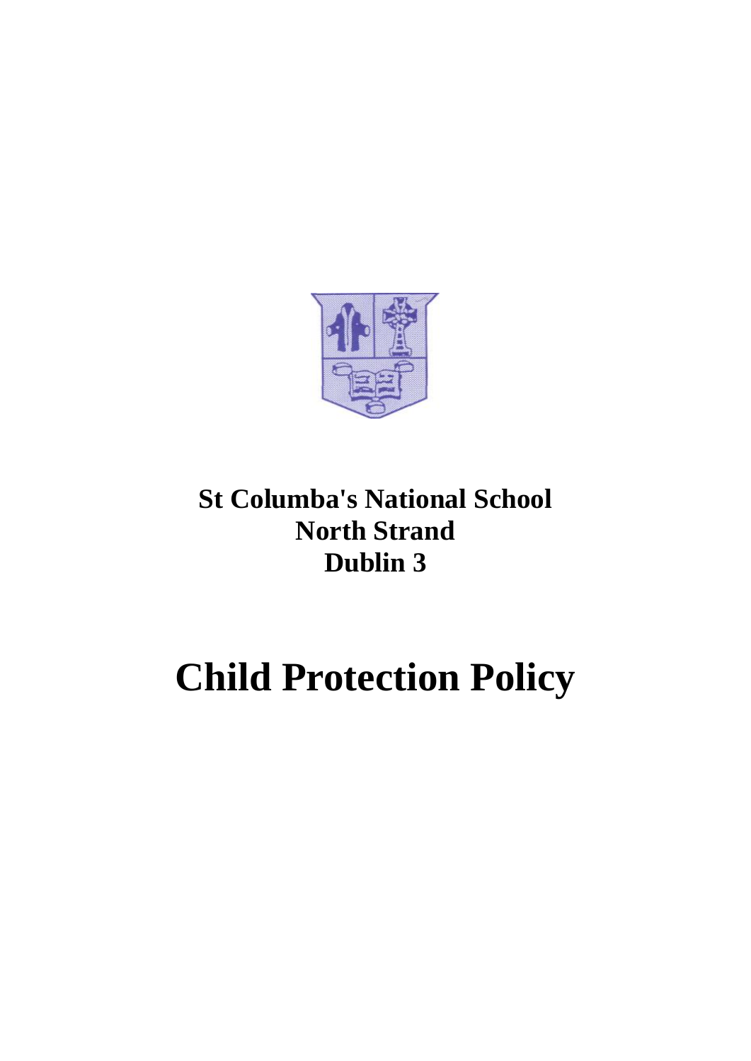**St Columba's National School**
**North Strand**
**Dublin 3**

# Child Protection Policy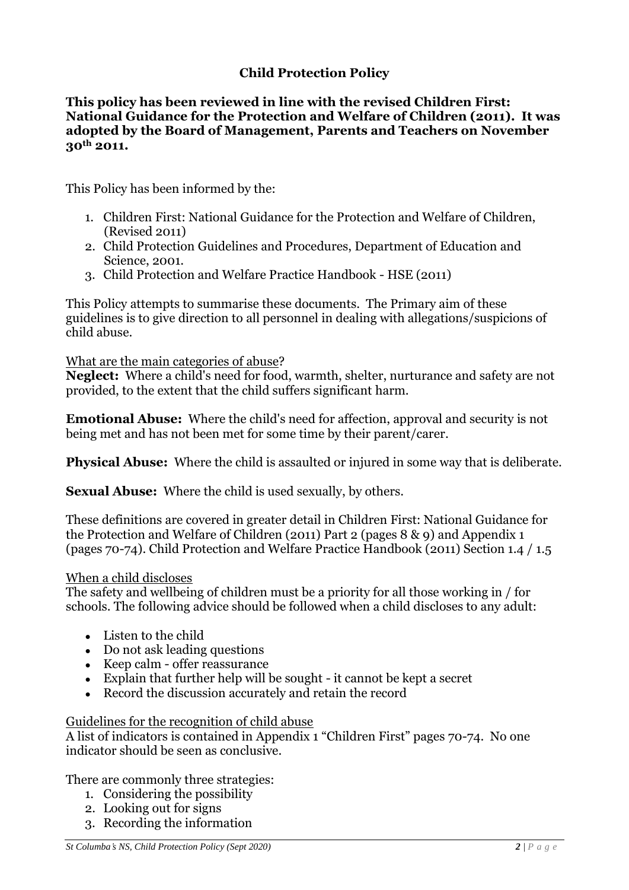## Child Protection Policy

**This policy has been reviewed in line with the revised Children First: National Guidance for the Protection and Welfare of Children (2011). It was adopted by the Board of Management, Parents and Teachers on November 30th 2011.**

This Policy has been informed by the:

1. Children First: National Guidance for the Protection and Welfare of Children, (Revised 2011)
2. Child Protection Guidelines and Procedures, Department of Education and Science, 2001.
3. Child Protection and Welfare Practice Handbook - HSE (2011)

This Policy attempts to summarise these documents. The Primary aim of these guidelines is to give direction to all personnel in dealing with allegations/suspicions of child abuse.

What are the main categories of abuse?

**Neglect:** Where a child's need for food, warmth, shelter, nurturance and safety are not provided, to the extent that the child suffers significant harm.

**Emotional Abuse:** Where the child's need for affection, approval and security is not being met and has not been met for some time by their parent/carer.

**Physical Abuse:** Where the child is assaulted or injured in some way that is deliberate.

**Sexual Abuse:** Where the child is used sexually, by others.

These definitions are covered in greater detail in Children First: National Guidance for the Protection and Welfare of Children (2011) Part 2 (pages 8 & 9) and Appendix 1 (pages 70-74). Child Protection and Welfare Practice Handbook (2011) Section 1.4 / 1.5

When a child discloses

The safety and wellbeing of children must be a priority for all those working in / for schools. The following advice should be followed when a child discloses to any adult:

- Listen to the child
- Do not ask leading questions
- Keep calm - offer reassurance
- Explain that further help will be sought - it cannot be kept a secret
- Record the discussion accurately and retain the record

Guidelines for the recognition of child abuse

A list of indicators is contained in Appendix 1 "Children First" pages 70-74. No one indicator should be seen as conclusive.

There are commonly three strategies:

1. Considering the possibility
2. Looking out for signs
3. Recording the information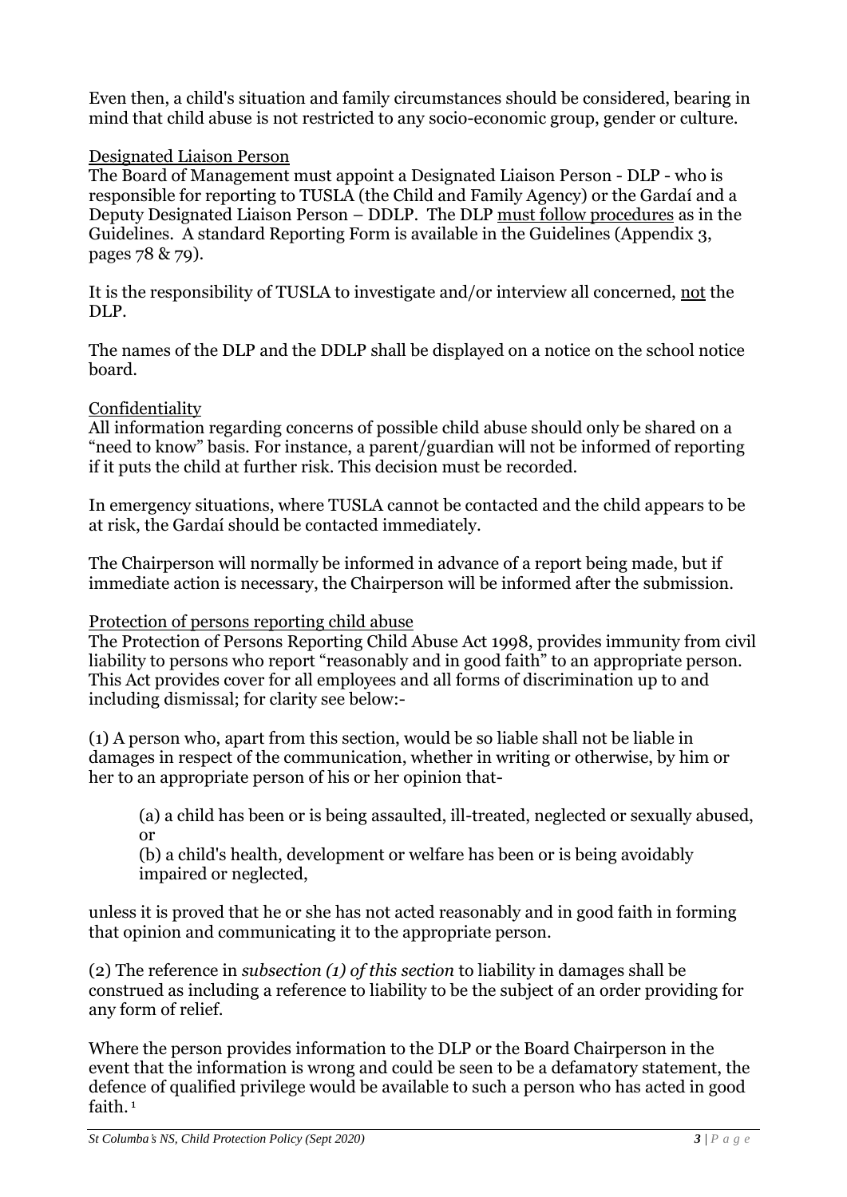Even then, a child's situation and family circumstances should be considered, bearing in mind that child abuse is not restricted to any socio-economic group, gender or culture.

## Designated Liaison Person

The Board of Management must appoint a Designated Liaison Person - DLP - who is responsible for reporting to TUSLA (the Child and Family Agency) or the Gardaí and a Deputy Designated Liaison Person – DDLP. The DLP must follow procedures as in the Guidelines. A standard Reporting Form is available in the Guidelines (Appendix 3, pages 78 & 79).

It is the responsibility of TUSLA to investigate and/or interview all concerned, not the DLP.

The names of the DLP and the DDLP shall be displayed on a notice on the school notice board.

## Confidentiality

All information regarding concerns of possible child abuse should only be shared on a "need to know" basis. For instance, a parent/guardian will not be informed of reporting if it puts the child at further risk. This decision must be recorded.

In emergency situations, where TUSLA cannot be contacted and the child appears to be at risk, the Gardaí should be contacted immediately.

The Chairperson will normally be informed in advance of a report being made, but if immediate action is necessary, the Chairperson will be informed after the submission.

## Protection of persons reporting child abuse

The Protection of Persons Reporting Child Abuse Act 1998, provides immunity from civil liability to persons who report "reasonably and in good faith" to an appropriate person. This Act provides cover for all employees and all forms of discrimination up to and including dismissal; for clarity see below:-

(1) A person who, apart from this section, would be so liable shall not be liable in damages in respect of the communication, whether in writing or otherwise, by him or her to an appropriate person of his or her opinion that-

> (a) a child has been or is being assaulted, ill-treated, neglected or sexually abused, or
>
> (b) a child's health, development or welfare has been or is being avoidably impaired or neglected,

unless it is proved that he or she has not acted reasonably and in good faith in forming that opinion and communicating it to the appropriate person.

(2) The reference in *subsection (1) of this section* to liability in damages shall be construed as including a reference to liability to be the subject of an order providing for any form of relief.

Where the person provides information to the DLP or the Board Chairperson in the event that the information is wrong and could be seen to be a defamatory statement, the defence of qualified privilege would be available to such a person who has acted in good faith.[1]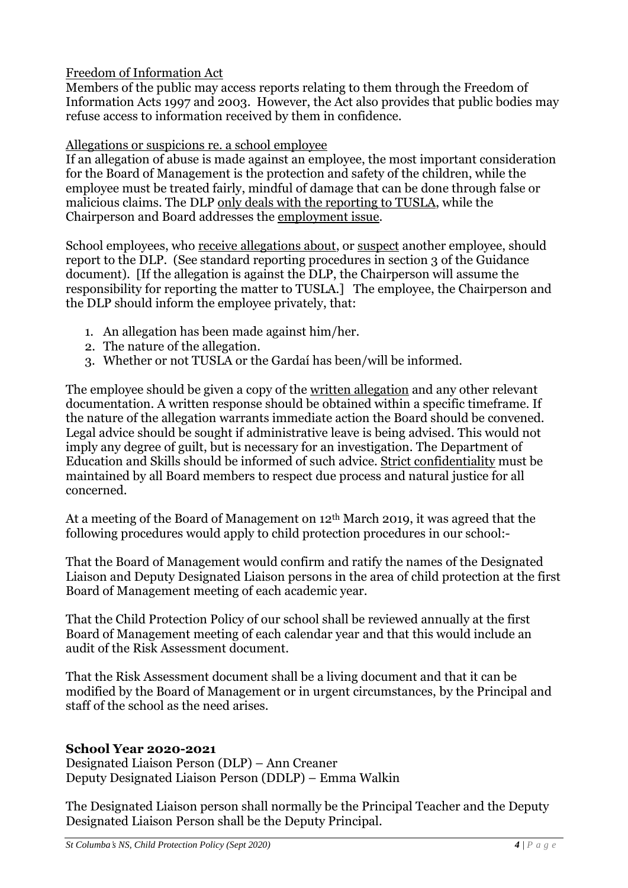Freedom of Information Act

Members of the public may access reports relating to them through the Freedom of Information Acts 1997 and 2003. However, the Act also provides that public bodies may refuse access to information received by them in confidence.

Allegations or suspicions re. a school employee

If an allegation of abuse is made against an employee, the most important consideration for the Board of Management is the protection and safety of the children, while the employee must be treated fairly, mindful of damage that can be done through false or malicious claims. The DLP only deals with the reporting to TUSLA, while the Chairperson and Board addresses the employment issue.

School employees, who receive allegations about, or suspect another employee, should report to the DLP. (See standard reporting procedures in section 3 of the Guidance document). [If the allegation is against the DLP, the Chairperson will assume the responsibility for reporting the matter to TUSLA.] The employee, the Chairperson and the DLP should inform the employee privately, that:

1. An allegation has been made against him/her.
2. The nature of the allegation.
3. Whether or not TUSLA or the Gardaí has been/will be informed.

The employee should be given a copy of the written allegation and any other relevant documentation. A written response should be obtained within a specific timeframe. If the nature of the allegation warrants immediate action the Board should be convened. Legal advice should be sought if administrative leave is being advised. This would not imply any degree of guilt, but is necessary for an investigation. The Department of Education and Skills should be informed of such advice. Strict confidentiality must be maintained by all Board members to respect due process and natural justice for all concerned.

At a meeting of the Board of Management on 12th March 2019, it was agreed that the following procedures would apply to child protection procedures in our school:-

That the Board of Management would confirm and ratify the names of the Designated Liaison and Deputy Designated Liaison persons in the area of child protection at the first Board of Management meeting of each academic year.

That the Child Protection Policy of our school shall be reviewed annually at the first Board of Management meeting of each calendar year and that this would include an audit of the Risk Assessment document.

That the Risk Assessment document shall be a living document and that it can be modified by the Board of Management or in urgent circumstances, by the Principal and staff of the school as the need arises.

**School Year 2020-2021**

Designated Liaison Person (DLP) – Ann Creaner
Deputy Designated Liaison Person (DDLP) – Emma Walkin

The Designated Liaison person shall normally be the Principal Teacher and the Deputy Designated Liaison Person shall be the Deputy Principal.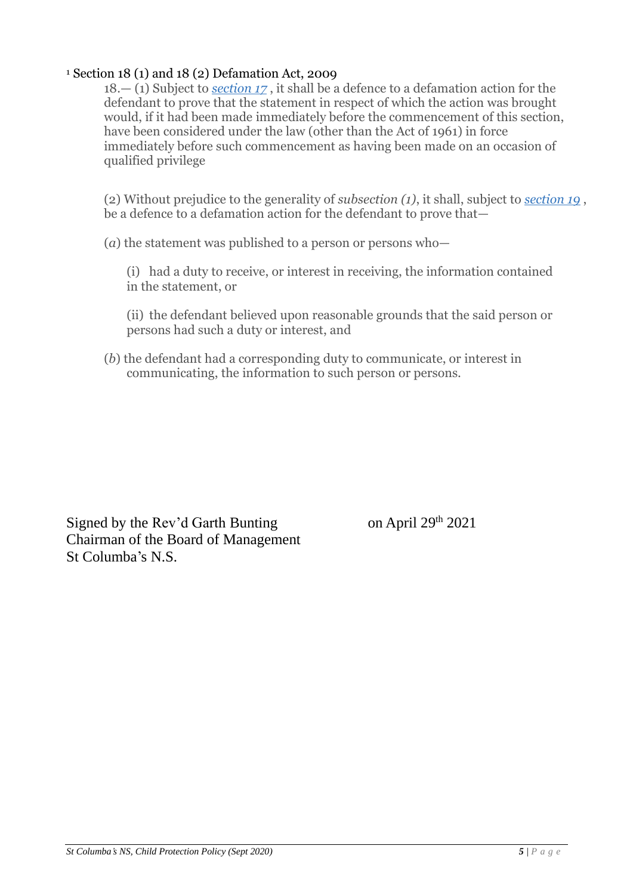[1] Section 18 (1) and 18 (2) Defamation Act, 2009

18.— (1) Subject to *section 17* , it shall be a defence to a defamation action for the defendant to prove that the statement in respect of which the action was brought would, if it had been made immediately before the commencement of this section, have been considered under the law (other than the Act of 1961) in force immediately before such commencement as having been made on an occasion of qualified privilege

(2) Without prejudice to the generality of *subsection (1)*, it shall, subject to *section 19* , be a defence to a defamation action for the defendant to prove that—

(*a*) the statement was published to a person or persons who—

(i) had a duty to receive, or interest in receiving, the information contained in the statement, or

(ii) the defendant believed upon reasonable grounds that the said person or persons had such a duty or interest, and

(*b*) the defendant had a corresponding duty to communicate, or interest in communicating, the information to such person or persons.

Signed by the Rev'd Garth Bunting on April 29th 2021
Chairman of the Board of Management
St Columba's N.S.